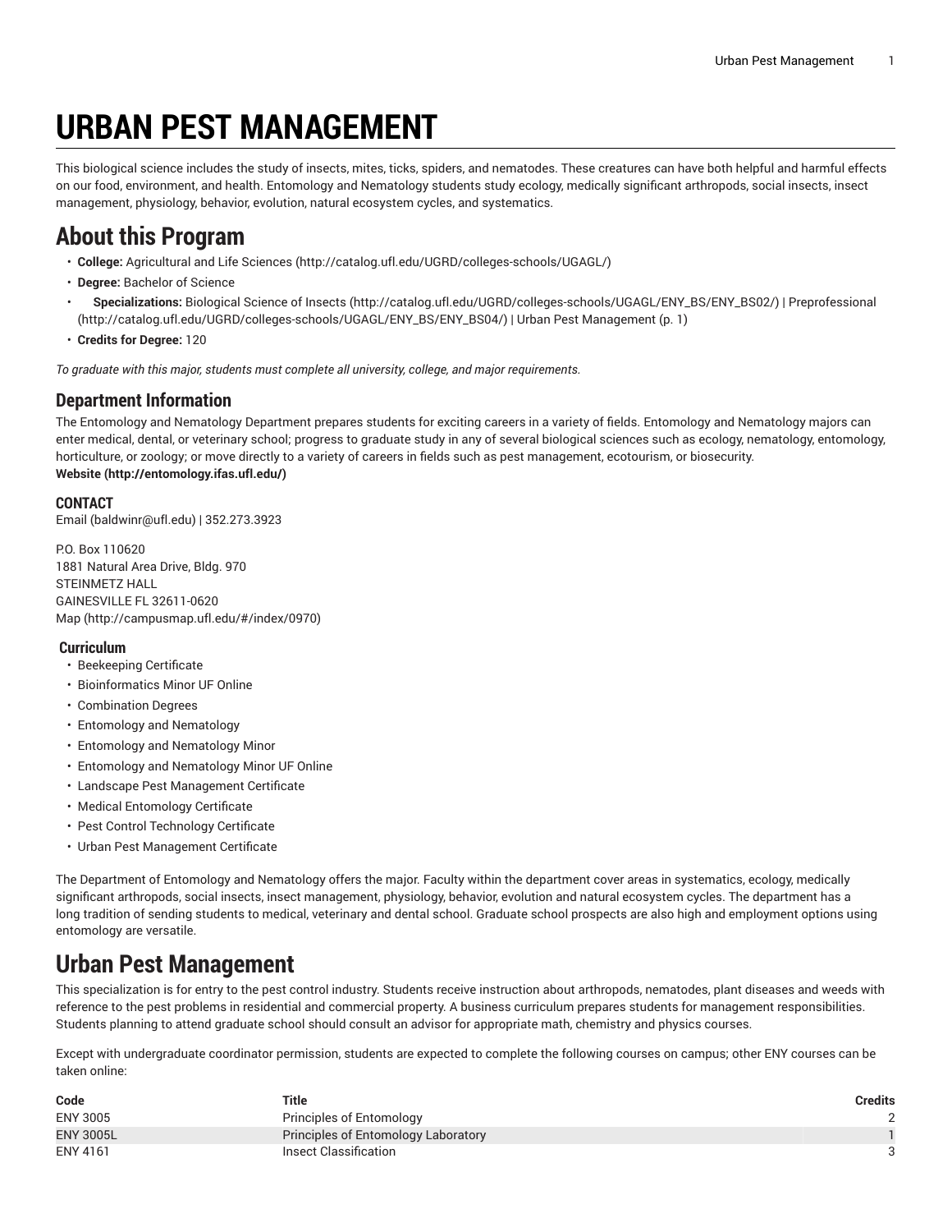# URBAN PEST MANAGEMENT

This biological science includes the study of insects, mites, ticks, spiders, and nematodes. These creatures can have both helpful and harmful effects on our food, environment, and health. Entomology and Nematology students study ecology, medically significant arthropods, social insects, insect management, physiology, behavior, evolution, natural ecosystem cycles, and systematics.

## About this Program

- **College:** Agricultural and Life Sciences (http://catalog.ufl.edu/UGRD/colleges-schools/UGAGL/)
- **Degree:** Bachelor of Science
- **Specializations:** Biological Science of Insects (http://catalog.ufl.edu/UGRD/colleges-schools/UGAGL/ENY_BS/ENY_BS02/) | Preprofessional (http://catalog.ufl.edu/UGRD/colleges-schools/UGAGL/ENY_BS/ENY_BS04/) | Urban Pest Management (p. 1)
- **Credits for Degree:** 120

*To graduate with this major, students must complete all university, college, and major requirements.*

### Department Information

The Entomology and Nematology Department prepares students for exciting careers in a variety of fields. Entomology and Nematology majors can enter medical, dental, or veterinary school; progress to graduate study in any of several biological sciences such as ecology, nematology, entomology, horticulture, or zoology; or move directly to a variety of careers in fields such as pest management, ecotourism, or biosecurity.
**Website (http://entomology.ifas.ufl.edu/)**

#### CONTACT

Email (baldwinr@ufl.edu) | 352.273.3923

P.O. Box 110620
1881 Natural Area Drive, Bldg. 970
STEINMETZ HALL
GAINESVILLE FL 32611-0620
Map (http://campusmap.ufl.edu/#/index/0970)

### Curriculum

- Beekeeping Certificate
- Bioinformatics Minor UF Online
- Combination Degrees
- Entomology and Nematology
- Entomology and Nematology Minor
- Entomology and Nematology Minor UF Online
- Landscape Pest Management Certificate
- Medical Entomology Certificate
- Pest Control Technology Certificate
- Urban Pest Management Certificate

The Department of Entomology and Nematology offers the major. Faculty within the department cover areas in systematics, ecology, medically significant arthropods, social insects, insect management, physiology, behavior, evolution and natural ecosystem cycles. The department has a long tradition of sending students to medical, veterinary and dental school. Graduate school prospects are also high and employment options using entomology are versatile.

## Urban Pest Management

This specialization is for entry to the pest control industry. Students receive instruction about arthropods, nematodes, plant diseases and weeds with reference to the pest problems in residential and commercial property. A business curriculum prepares students for management responsibilities. Students planning to attend graduate school should consult an advisor for appropriate math, chemistry and physics courses.

Except with undergraduate coordinator permission, students are expected to complete the following courses on campus; other ENY courses can be taken online:

| Code | Title | Credits |
|---|---|---|
| ENY 3005 | Principles of Entomology | 2 |
| ENY 3005L | Principles of Entomology Laboratory | 1 |
| ENY 4161 | Insect Classification | 3 |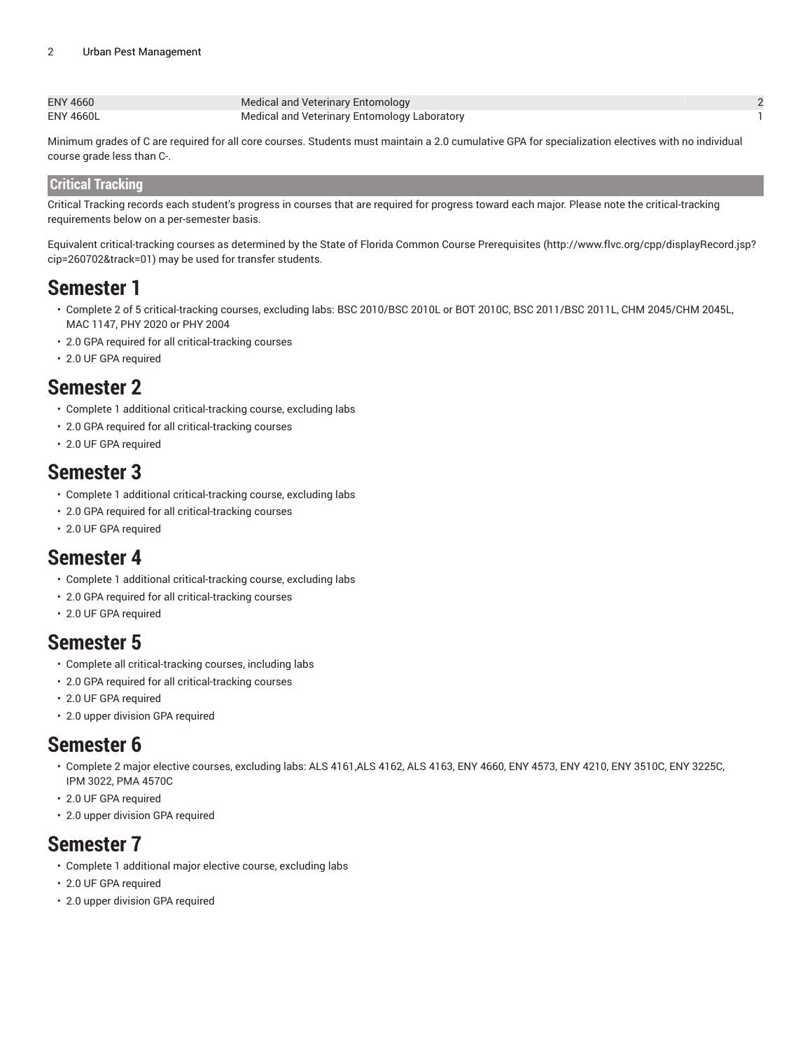| | | |
|---|---|---|
| ENY 4660 | Medical and Veterinary Entomology | 2 |
| ENY 4660L | Medical and Veterinary Entomology Laboratory | 1 |

Minimum grades of C are required for all core courses. Students must maintain a 2.0 cumulative GPA for specialization electives with no individual course grade less than C-.

## Critical Tracking

Critical Tracking records each student's progress in courses that are required for progress toward each major. Please note the critical-tracking requirements below on a per-semester basis.

Equivalent critical-tracking courses as determined by the State of Florida Common Course Prerequisites (http://www.flvc.org/cpp/displayRecord.jsp?cip=260702&track=01) may be used for transfer students.

# Semester 1

- Complete 2 of 5 critical-tracking courses, excluding labs: BSC 2010/BSC 2010L or BOT 2010C, BSC 2011/BSC 2011L, CHM 2045/CHM 2045L, MAC 1147, PHY 2020 or PHY 2004
- 2.0 GPA required for all critical-tracking courses
- 2.0 UF GPA required

# Semester 2

- Complete 1 additional critical-tracking course, excluding labs
- 2.0 GPA required for all critical-tracking courses
- 2.0 UF GPA required

# Semester 3

- Complete 1 additional critical-tracking course, excluding labs
- 2.0 GPA required for all critical-tracking courses
- 2.0 UF GPA required

# Semester 4

- Complete 1 additional critical-tracking course, excluding labs
- 2.0 GPA required for all critical-tracking courses
- 2.0 UF GPA required

# Semester 5

- Complete all critical-tracking courses, including labs
- 2.0 GPA required for all critical-tracking courses
- 2.0 UF GPA required
- 2.0 upper division GPA required

# Semester 6

- Complete 2 major elective courses, excluding labs: ALS 4161,ALS 4162, ALS 4163, ENY 4660, ENY 4573, ENY 4210, ENY 3510C, ENY 3225C, IPM 3022, PMA 4570C
- 2.0 UF GPA required
- 2.0 upper division GPA required

# Semester 7

- Complete 1 additional major elective course, excluding labs
- 2.0 UF GPA required
- 2.0 upper division GPA required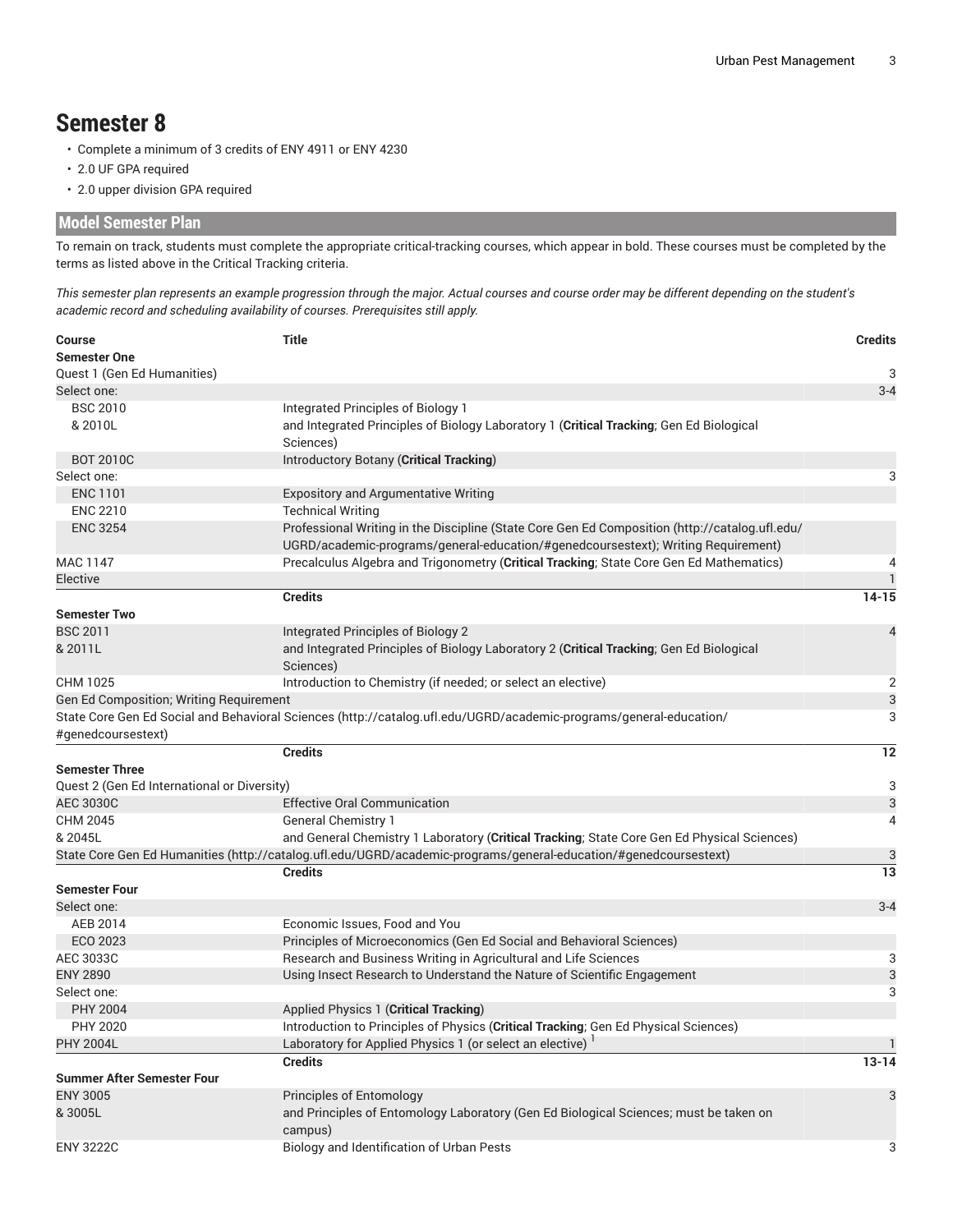## Semester 8

- Complete a minimum of 3 credits of ENY 4911 or ENY 4230
- 2.0 UF GPA required
- 2.0 upper division GPA required

## Model Semester Plan

To remain on track, students must complete the appropriate critical-tracking courses, which appear in bold. These courses must be completed by the terms as listed above in the Critical Tracking criteria.

*This semester plan represents an example progression through the major. Actual courses and course order may be different depending on the student's academic record and scheduling availability of courses. Prerequisites still apply.*

| Course | Title | Credits |
|---|---|---|
| **Semester One** | | |
| Quest 1 (Gen Ed Humanities) | | 3 |
| Select one: | | 3-4 |
| BSC 2010 & 2010L | Integrated Principles of Biology 1 and Integrated Principles of Biology Laboratory 1 (**Critical Tracking**; Gen Ed Biological Sciences) | |
| BOT 2010C | Introductory Botany (**Critical Tracking**) | |
| Select one: | | 3 |
| ENC 1101 | Expository and Argumentative Writing | |
| ENC 2210 | Technical Writing | |
| ENC 3254 | Professional Writing in the Discipline (State Core Gen Ed Composition (http://catalog.ufl.edu/UGRD/academic-programs/general-education/#genedcoursestext); Writing Requirement) | |
| MAC 1147 | Precalculus Algebra and Trigonometry (**Critical Tracking**; State Core Gen Ed Mathematics) | 4 |
| Elective | | 1 |
| | **Credits** | **14-15** |
| **Semester Two** | | |
| BSC 2011 & 2011L | Integrated Principles of Biology 2 and Integrated Principles of Biology Laboratory 2 (**Critical Tracking**; Gen Ed Biological Sciences) | 4 |
| CHM 1025 | Introduction to Chemistry (if needed; or select an elective) | 2 |
| Gen Ed Composition; Writing Requirement | | 3 |
| State Core Gen Ed Social and Behavioral Sciences (http://catalog.ufl.edu/UGRD/academic-programs/general-education/#genedcoursestext) | | 3 |
| | **Credits** | **12** |
| **Semester Three** | | |
| Quest 2 (Gen Ed International or Diversity) | | 3 |
| AEC 3030C | Effective Oral Communication | 3 |
| CHM 2045 & 2045L | General Chemistry 1 and General Chemistry 1 Laboratory (**Critical Tracking**; State Core Gen Ed Physical Sciences) | 4 |
| State Core Gen Ed Humanities (http://catalog.ufl.edu/UGRD/academic-programs/general-education/#genedcoursestext) | | 3 |
| | **Credits** | **13** |
| **Semester Four** | | |
| Select one: | | 3-4 |
| AEB 2014 | Economic Issues, Food and You | |
| ECO 2023 | Principles of Microeconomics (Gen Ed Social and Behavioral Sciences) | |
| AEC 3033C | Research and Business Writing in Agricultural and Life Sciences | 3 |
| ENY 2890 | Using Insect Research to Understand the Nature of Scientific Engagement | 3 |
| Select one: | | 3 |
| PHY 2004 | Applied Physics 1 (**Critical Tracking**) | |
| PHY 2020 | Introduction to Principles of Physics (**Critical Tracking**; Gen Ed Physical Sciences) | |
| PHY 2004L | Laboratory for Applied Physics 1 (or select an elective) [1] | 1 |
| | **Credits** | **13-14** |
| **Summer After Semester Four** | | |
| ENY 3005 & 3005L | Principles of Entomology and Principles of Entomology Laboratory (Gen Ed Biological Sciences; must be taken on campus) | 3 |
| ENY 3222C | Biology and Identification of Urban Pests | 3 |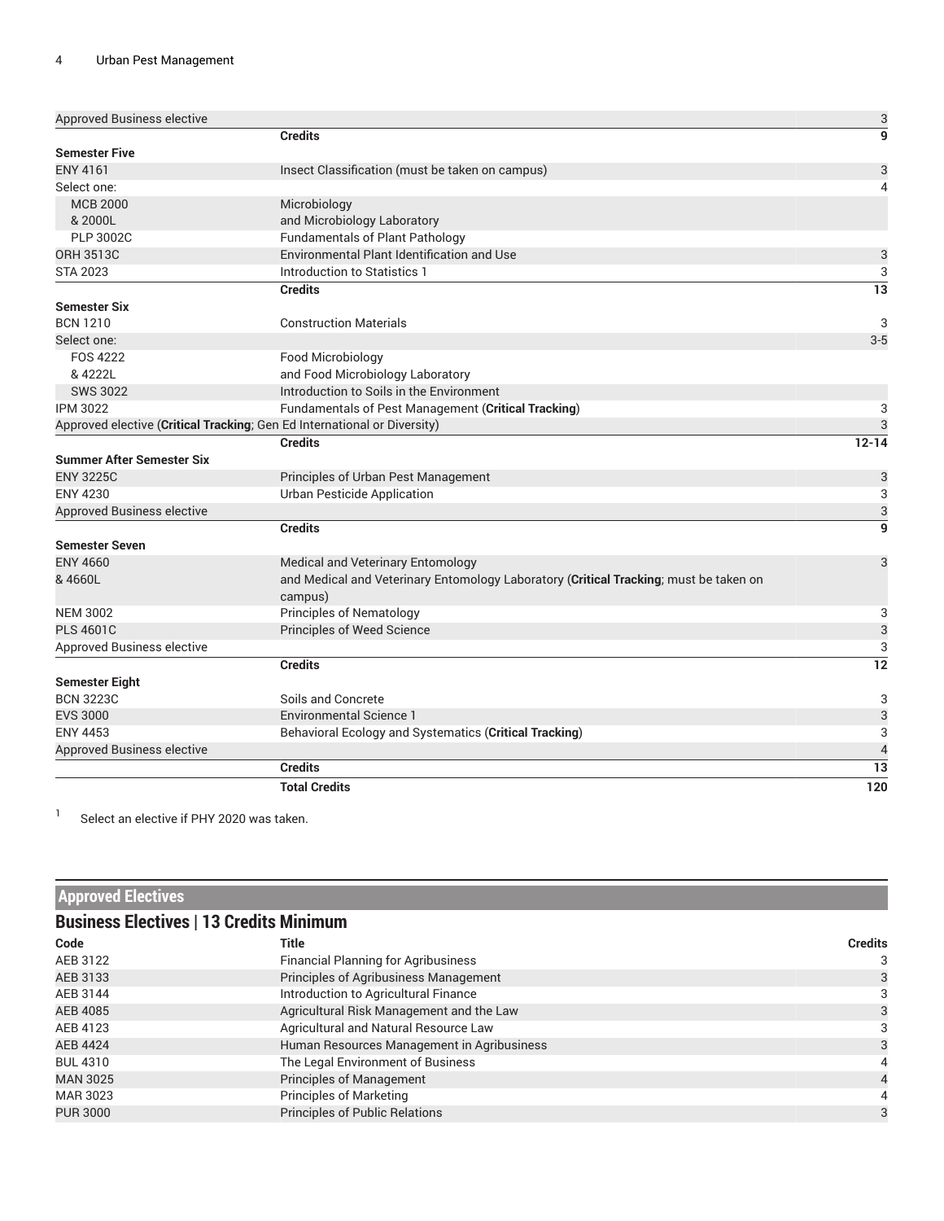| | | |
|---|---|---|
| Approved Business elective | | 3 |
| | **Credits** | **9** |
| **Semester Five** | | |
| ENY 4161 | Insect Classification (must be taken on campus) | 3 |
| Select one: | | 4 |
| MCB 2000 | Microbiology | |
| & 2000L | and Microbiology Laboratory | |
| PLP 3002C | Fundamentals of Plant Pathology | |
| ORH 3513C | Environmental Plant Identification and Use | 3 |
| STA 2023 | Introduction to Statistics 1 | 3 |
| | **Credits** | **13** |
| **Semester Six** | | |
| BCN 1210 | Construction Materials | 3 |
| Select one: | | 3-5 |
| FOS 4222 | Food Microbiology | |
| & 4222L | and Food Microbiology Laboratory | |
| SWS 3022 | Introduction to Soils in the Environment | |
| IPM 3022 | Fundamentals of Pest Management (**Critical Tracking**) | 3 |
| Approved elective (**Critical Tracking**; Gen Ed International or Diversity) | | 3 |
| | **Credits** | **12-14** |
| **Summer After Semester Six** | | |
| ENY 3225C | Principles of Urban Pest Management | 3 |
| ENY 4230 | Urban Pesticide Application | 3 |
| Approved Business elective | | 3 |
| | **Credits** | **9** |
| **Semester Seven** | | |
| ENY 4660 | Medical and Veterinary Entomology | 3 |
| & 4660L | and Medical and Veterinary Entomology Laboratory (**Critical Tracking**; must be taken on campus) | |
| NEM 3002 | Principles of Nematology | 3 |
| PLS 4601C | Principles of Weed Science | 3 |
| Approved Business elective | | 3 |
| | **Credits** | **12** |
| **Semester Eight** | | |
| BCN 3223C | Soils and Concrete | 3 |
| EVS 3000 | Environmental Science 1 | 3 |
| ENY 4453 | Behavioral Ecology and Systematics (**Critical Tracking**) | 3 |
| Approved Business elective | | 4 |
| | **Credits** | **13** |
| | **Total Credits** | **120** |

[1] Select an elective if PHY 2020 was taken.

## Approved Electives

### Business Electives | 13 Credits Minimum

| Code | Title | Credits |
|---|---|---|
| AEB 3122 | Financial Planning for Agribusiness | 3 |
| AEB 3133 | Principles of Agribusiness Management | 3 |
| AEB 3144 | Introduction to Agricultural Finance | 3 |
| AEB 4085 | Agricultural Risk Management and the Law | 3 |
| AEB 4123 | Agricultural and Natural Resource Law | 3 |
| AEB 4424 | Human Resources Management in Agribusiness | 3 |
| BUL 4310 | The Legal Environment of Business | 4 |
| MAN 3025 | Principles of Management | 4 |
| MAR 3023 | Principles of Marketing | 4 |
| PUR 3000 | Principles of Public Relations | 3 |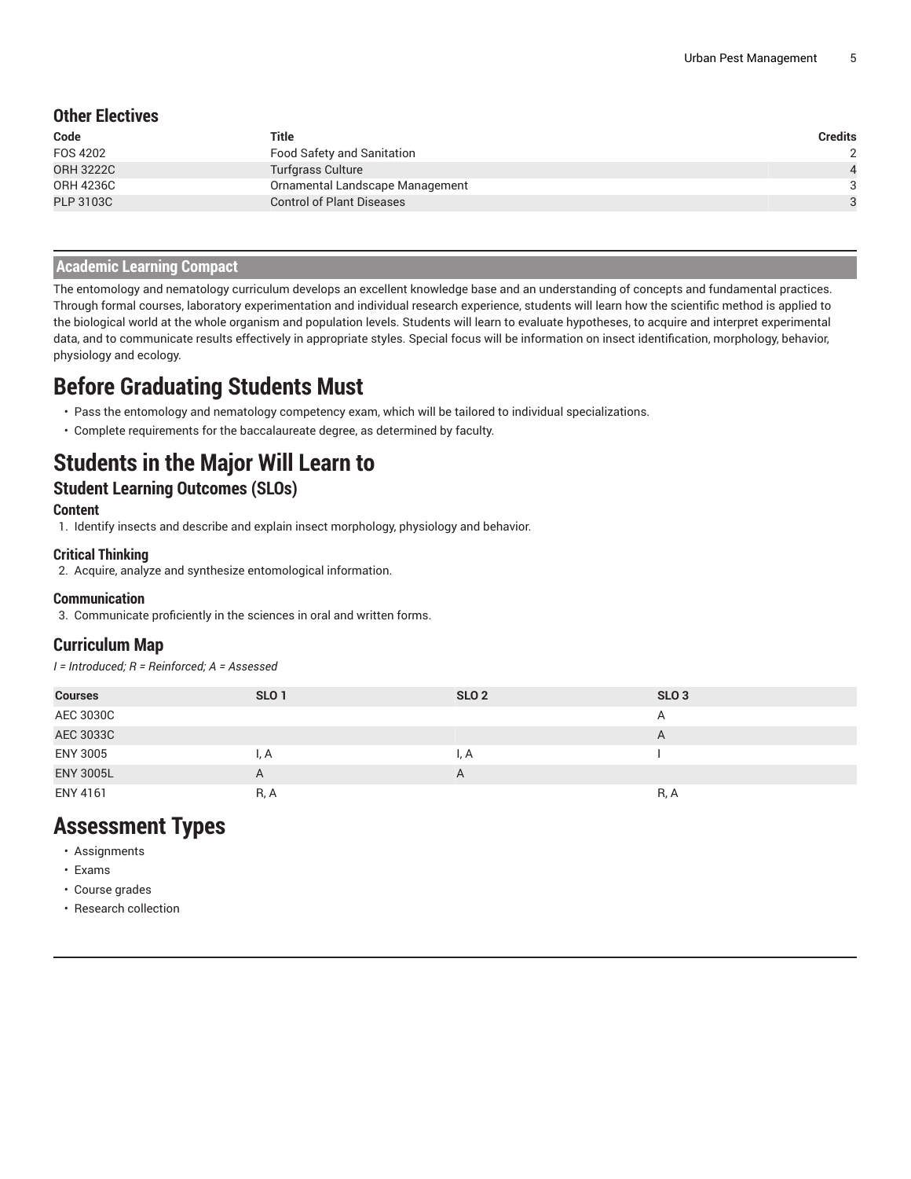## Other Electives

| Code | Title | Credits |
|---|---|---|
| FOS 4202 | Food Safety and Sanitation | 2 |
| ORH 3222C | Turfgrass Culture | 4 |
| ORH 4236C | Ornamental Landscape Management | 3 |
| PLP 3103C | Control of Plant Diseases | 3 |

## Academic Learning Compact

The entomology and nematology curriculum develops an excellent knowledge base and an understanding of concepts and fundamental practices. Through formal courses, laboratory experimentation and individual research experience, students will learn how the scientific method is applied to the biological world at the whole organism and population levels. Students will learn to evaluate hypotheses, to acquire and interpret experimental data, and to communicate results effectively in appropriate styles. Special focus will be information on insect identification, morphology, behavior, physiology and ecology.

# Before Graduating Students Must

- Pass the entomology and nematology competency exam, which will be tailored to individual specializations.
- Complete requirements for the baccalaureate degree, as determined by faculty.

# Students in the Major Will Learn to

## Student Learning Outcomes (SLOs)

### Content

1. Identify insects and describe and explain insect morphology, physiology and behavior.

### Critical Thinking

2. Acquire, analyze and synthesize entomological information.

### Communication

3. Communicate proficiently in the sciences in oral and written forms.

## Curriculum Map

*I = Introduced; R = Reinforced; A = Assessed*

| Courses | SLO 1 | SLO 2 | SLO 3 |
|---|---|---|---|
| AEC 3030C | | | A |
| AEC 3033C | | | A |
| ENY 3005 | I, A | I, A | I |
| ENY 3005L | A | A | |
| ENY 4161 | R, A | | R, A |

# Assessment Types

- Assignments
- Exams
- Course grades
- Research collection